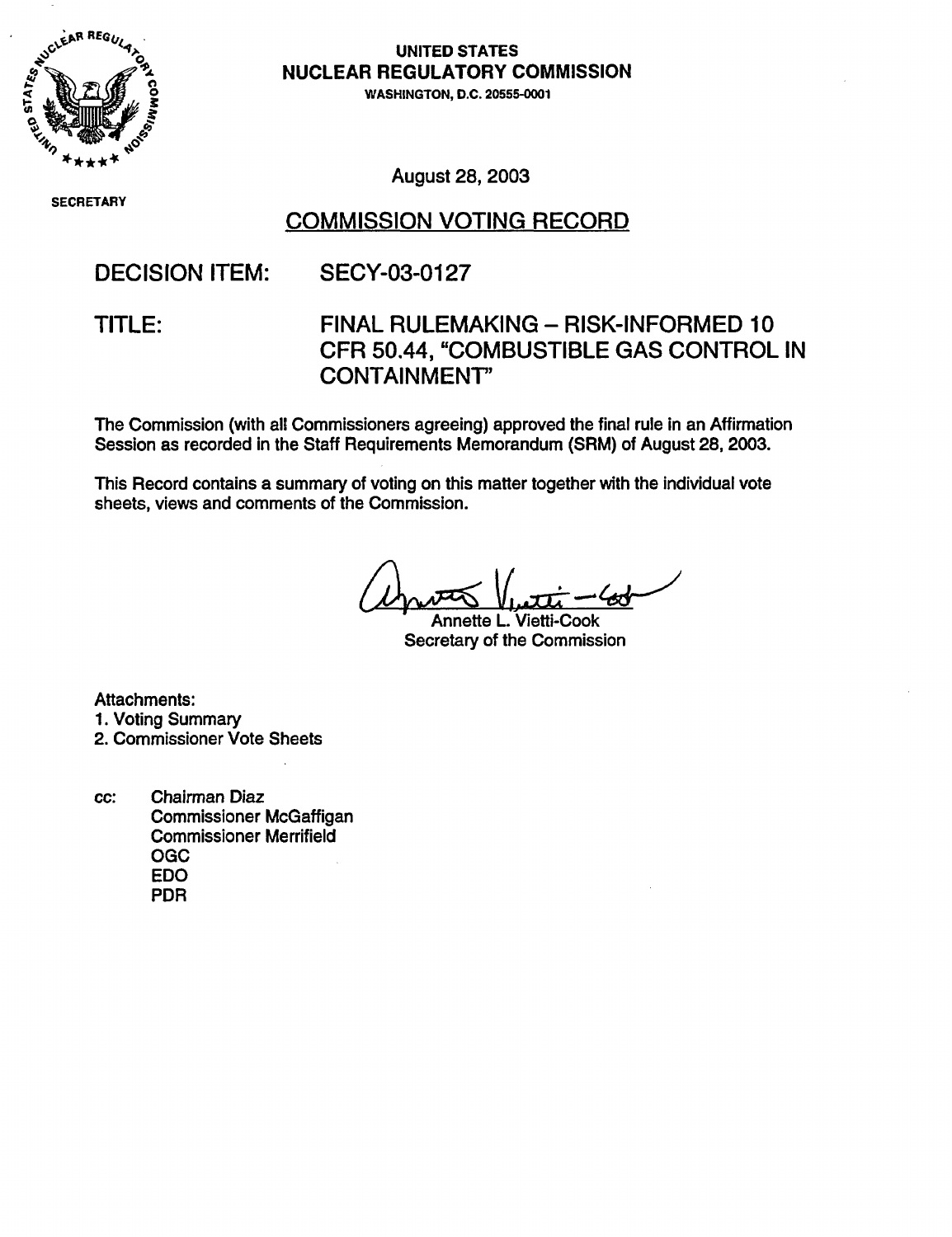**UNITED STATES**
**NUCLEAR REGULATORY COMMISSION**
WASHINGTON, D.C. 20555-0001

SECRETARY

August 28, 2003

# COMMISSION VOTING RECORD

**DECISION ITEM:** SECY-03-0127

**TITLE:** FINAL RULEMAKING – RISK-INFORMED 10 CFR 50.44, "COMBUSTIBLE GAS CONTROL IN CONTAINMENT"

The Commission (with all Commissioners agreeing) approved the final rule in an Affirmation Session as recorded in the Staff Requirements Memorandum (SRM) of August 28, 2003.

This Record contains a summary of voting on this matter together with the individual vote sheets, views and comments of the Commission.

Annette L. Vietti-Cook
Secretary of the Commission

Attachments:
1. Voting Summary
2. Commissioner Vote Sheets

cc: Chairman Diaz
Commissioner McGaffigan
Commissioner Merrifield
OGC
EDO
PDR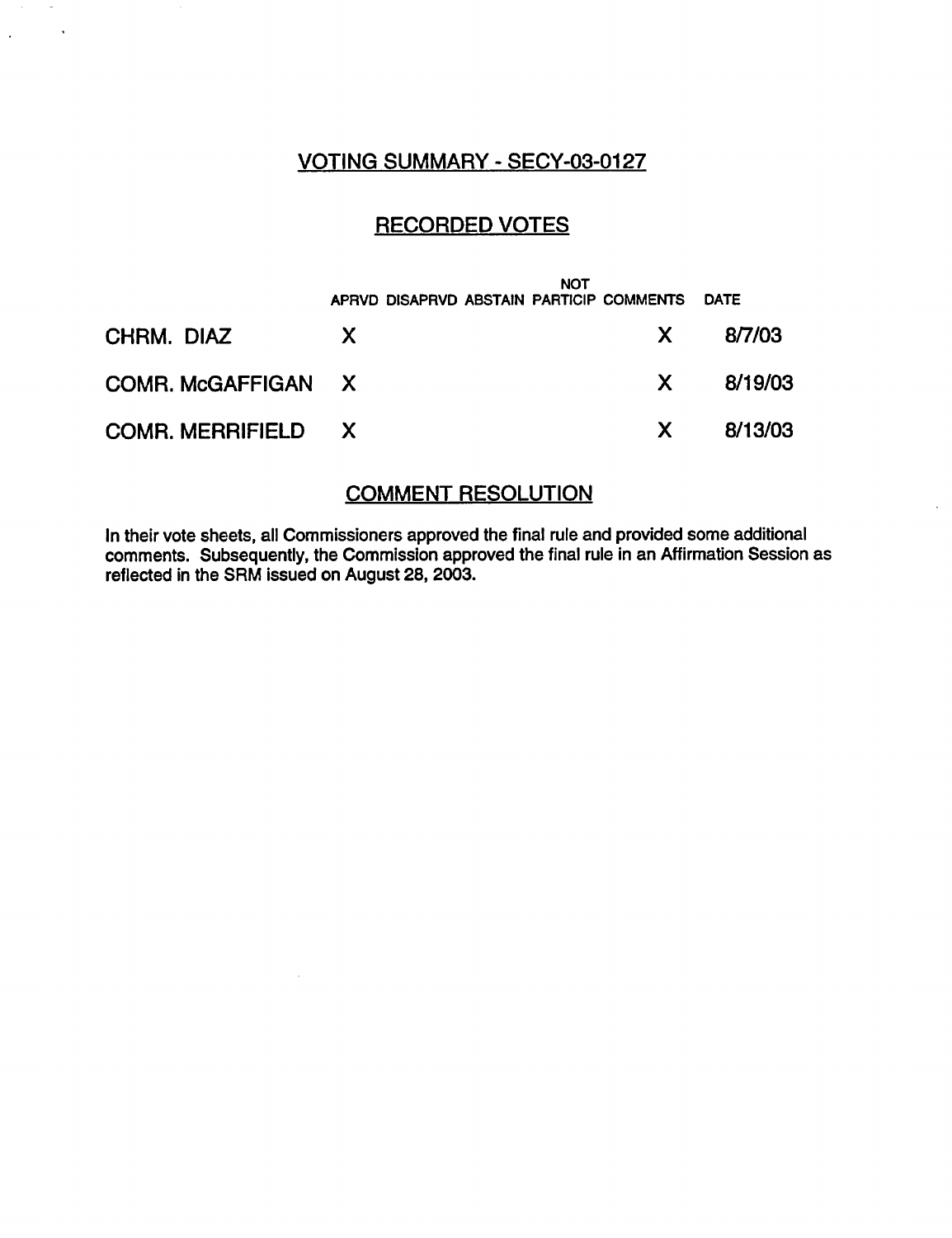## VOTING SUMMARY - SECY-03-0127

## RECORDED VOTES

| | APRVD | DISAPRVD | ABSTAIN | NOT PARTICIP | COMMENTS | DATE |
|---|---|---|---|---|---|---|
| CHRM. DIAZ | X | | | | X | 8/7/03 |
| COMR. McGAFFIGAN | X | | | | X | 8/19/03 |
| COMR. MERRIFIELD | X | | | | X | 8/13/03 |

## COMMENT RESOLUTION

In their vote sheets, all Commissioners approved the final rule and provided some additional comments. Subsequently, the Commission approved the final rule in an Affirmation Session as reflected in the SRM issued on August 28, 2003.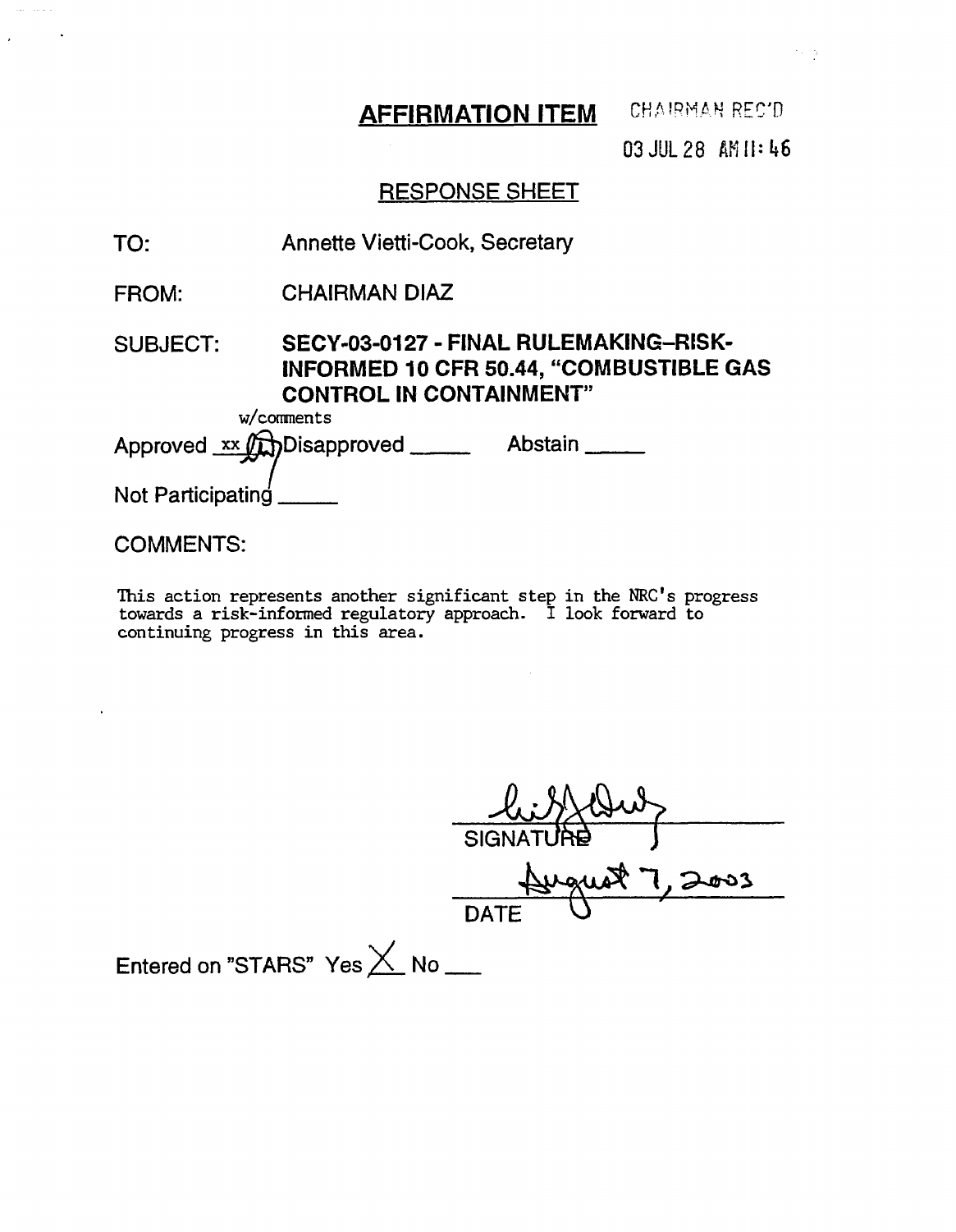## AFFIRMATION ITEM

CHAIRMAN REC'D

03 JUL 28 AM 11:46

### RESPONSE SHEET

TO: Annette Vietti-Cook, Secretary

FROM: CHAIRMAN DIAZ

SUBJECT: **SECY-03-0127 - FINAL RULEMAKING–RISK-INFORMED 10 CFR 50.44, "COMBUSTIBLE GAS CONTROL IN CONTAINMENT"**

w/comments

Approved xx Disapproved \_\_\_\_\_ Abstain \_\_\_\_\_

Not Participating \_\_\_\_\_

COMMENTS:

This action represents another significant step in the NRC's progress towards a risk-informed regulatory approach. I look forward to continuing progress in this area.

SIGNATURE

August 7, 2003

DATE

Entered on "STARS" Yes X No \_\_\_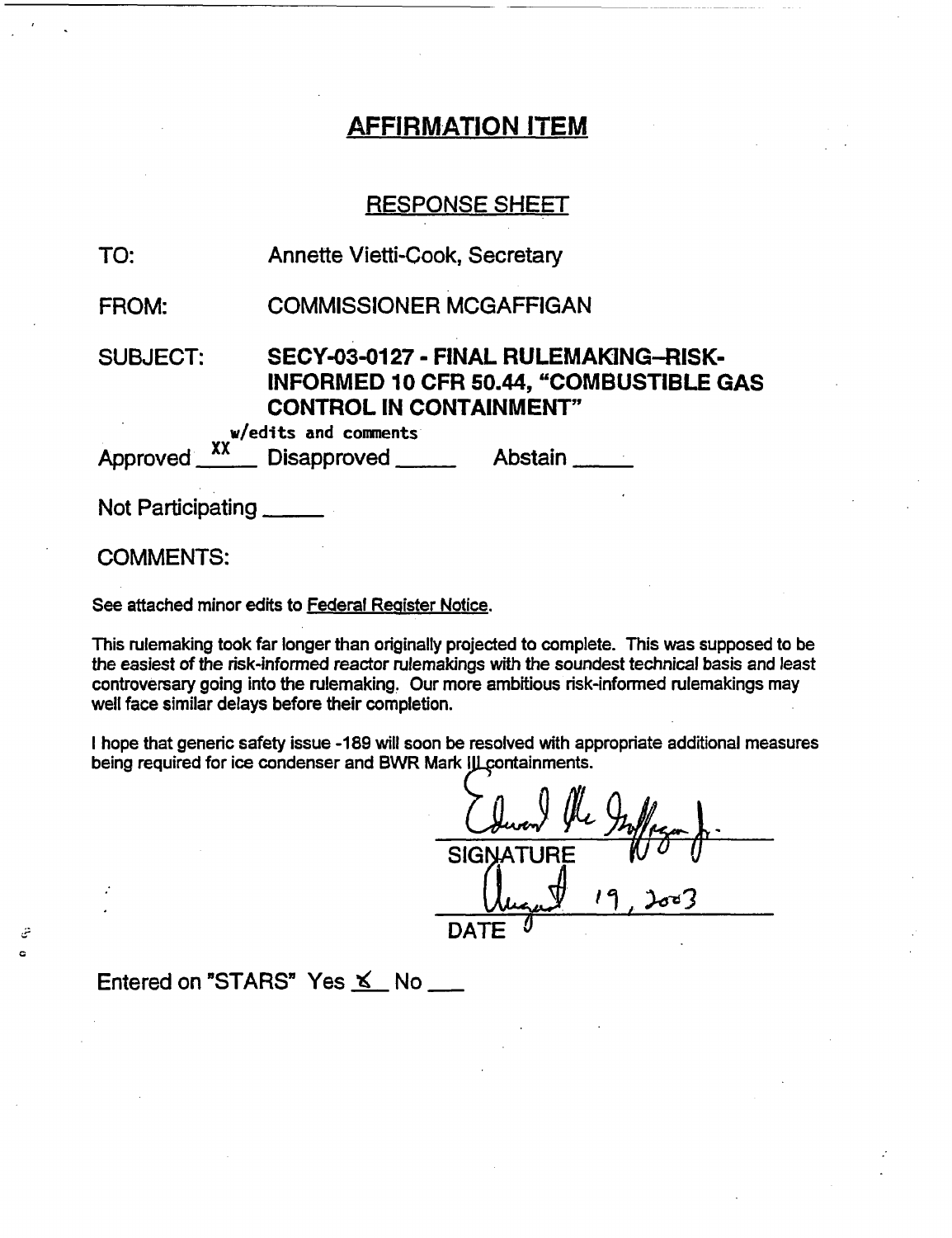# AFFIRMATION ITEM

## RESPONSE SHEET

TO: Annette Vietti-Cook, Secretary

FROM: COMMISSIONER MCGAFFIGAN

SUBJECT: **SECY-03-0127 - FINAL RULEMAKING–RISK-INFORMED 10 CFR 50.44, "COMBUSTIBLE GAS CONTROL IN CONTAINMENT"**

Approved XX w/edits and comments Disapproved _____ Abstain _____

Not Participating _____

COMMENTS:

See attached minor edits to Federal Register Notice.

This rulemaking took far longer than originally projected to complete. This was supposed to be the easiest of the risk-informed reactor rulemakings with the soundest technical basis and least controversary going into the rulemaking. Our more ambitious risk-informed rulemakings may well face similar delays before their completion.

I hope that generic safety issue -189 will soon be resolved with appropriate additional measures being required for ice condenser and BWR Mark III containments.

Edward McGaffigan Jr.
SIGNATURE

August 19, 2003
DATE

Entered on "STARS" Yes ✓ No ___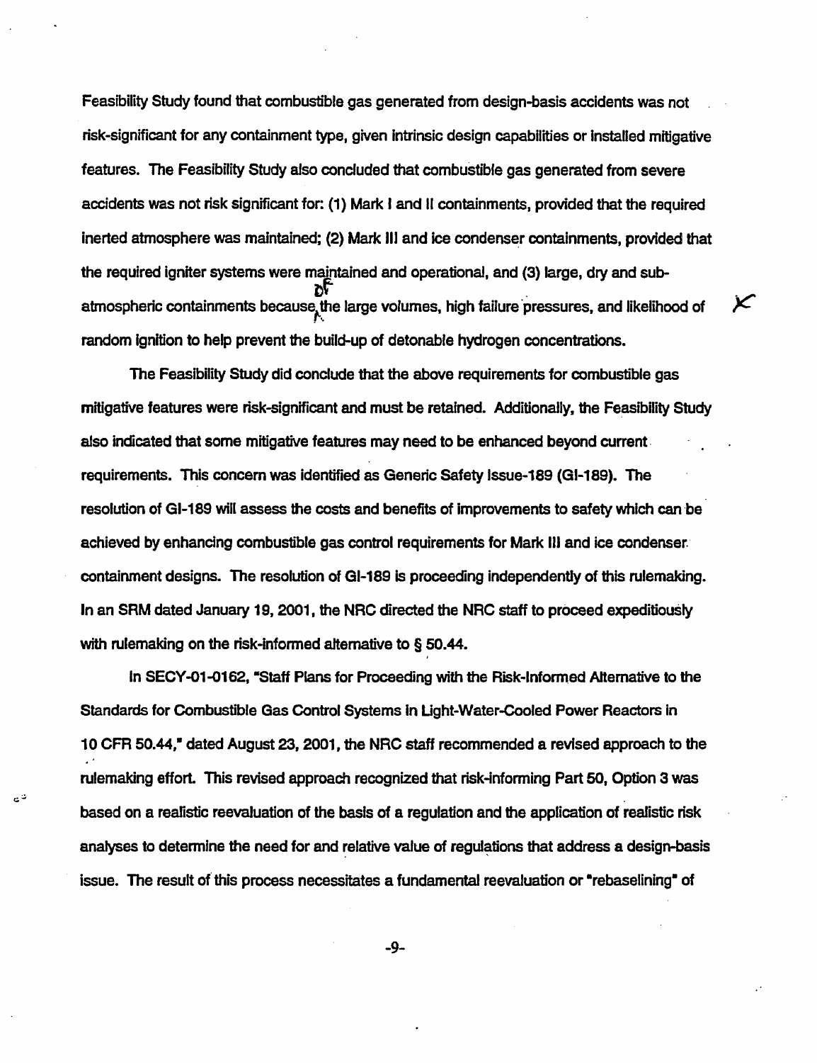Feasibility Study found that combustible gas generated from design-basis accidents was not risk-significant for any containment type, given intrinsic design capabilities or installed mitigative features. The Feasibility Study also concluded that combustible gas generated from severe accidents was not risk significant for: (1) Mark I and II containments, provided that the required inerted atmosphere was maintained; (2) Mark III and ice condenser containments, provided that the required igniter systems were maintained and operational, and (3) large, dry and sub-atmospheric containments because of the large volumes, high failure pressures, and likelihood of random ignition to help prevent the build-up of detonable hydrogen concentrations.

The Feasibility Study did conclude that the above requirements for combustible gas mitigative features were risk-significant and must be retained. Additionally, the Feasibility Study also indicated that some mitigative features may need to be enhanced beyond current requirements. This concern was identified as Generic Safety Issue-189 (GI-189). The resolution of GI-189 will assess the costs and benefits of improvements to safety which can be achieved by enhancing combustible gas control requirements for Mark III and ice condenser containment designs. The resolution of GI-189 is proceeding independently of this rulemaking. In an SRM dated January 19, 2001, the NRC directed the NRC staff to proceed expeditiously with rulemaking on the risk-informed alternative to § 50.44.

In SECY-01-0162, "Staff Plans for Proceeding with the Risk-Informed Alternative to the Standards for Combustible Gas Control Systems in Light-Water-Cooled Power Reactors in 10 CFR 50.44," dated August 23, 2001, the NRC staff recommended a revised approach to the rulemaking effort. This revised approach recognized that risk-informing Part 50, Option 3 was based on a realistic reevaluation of the basis of a regulation and the application of realistic risk analyses to determine the need for and relative value of regulations that address a design-basis issue. The result of this process necessitates a fundamental reevaluation or "rebaselining" of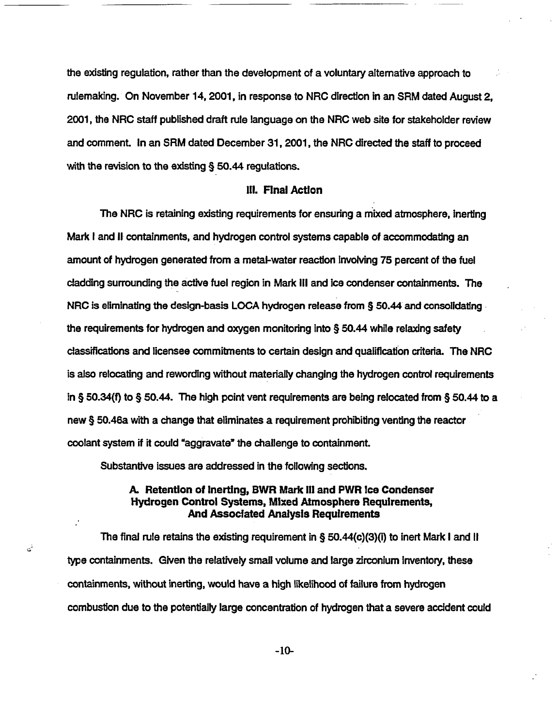the existing regulation, rather than the development of a voluntary alternative approach to rulemaking. On November 14, 2001, in response to NRC direction in an SRM dated August 2, 2001, the NRC staff published draft rule language on the NRC web site for stakeholder review and comment. In an SRM dated December 31, 2001, the NRC directed the staff to proceed with the revision to the existing § 50.44 regulations.

## III. Final Action

The NRC is retaining existing requirements for ensuring a mixed atmosphere, inerting Mark I and II containments, and hydrogen control systems capable of accommodating an amount of hydrogen generated from a metal-water reaction involving 75 percent of the fuel cladding surrounding the active fuel region in Mark III and ice condenser containments. The NRC is eliminating the design-basis LOCA hydrogen release from § 50.44 and consolidating the requirements for hydrogen and oxygen monitoring into § 50.44 while relaxing safety classifications and licensee commitments to certain design and qualification criteria. The NRC is also relocating and rewording without materially changing the hydrogen control requirements in § 50.34(f) to § 50.44. The high point vent requirements are being relocated from § 50.44 to a new § 50.46a with a change that eliminates a requirement prohibiting venting the reactor coolant system if it could "aggravate" the challenge to containment.

Substantive issues are addressed in the following sections.

### A. Retention of Inerting, BWR Mark III and PWR Ice Condenser Hydrogen Control Systems, Mixed Atmosphere Requirements, And Associated Analysis Requirements

The final rule retains the existing requirement in § 50.44(c)(3)(i) to inert Mark I and II type containments. Given the relatively small volume and large zirconium inventory, these containments, without inerting, would have a high likelihood of failure from hydrogen combustion due to the potentially large concentration of hydrogen that a severe accident could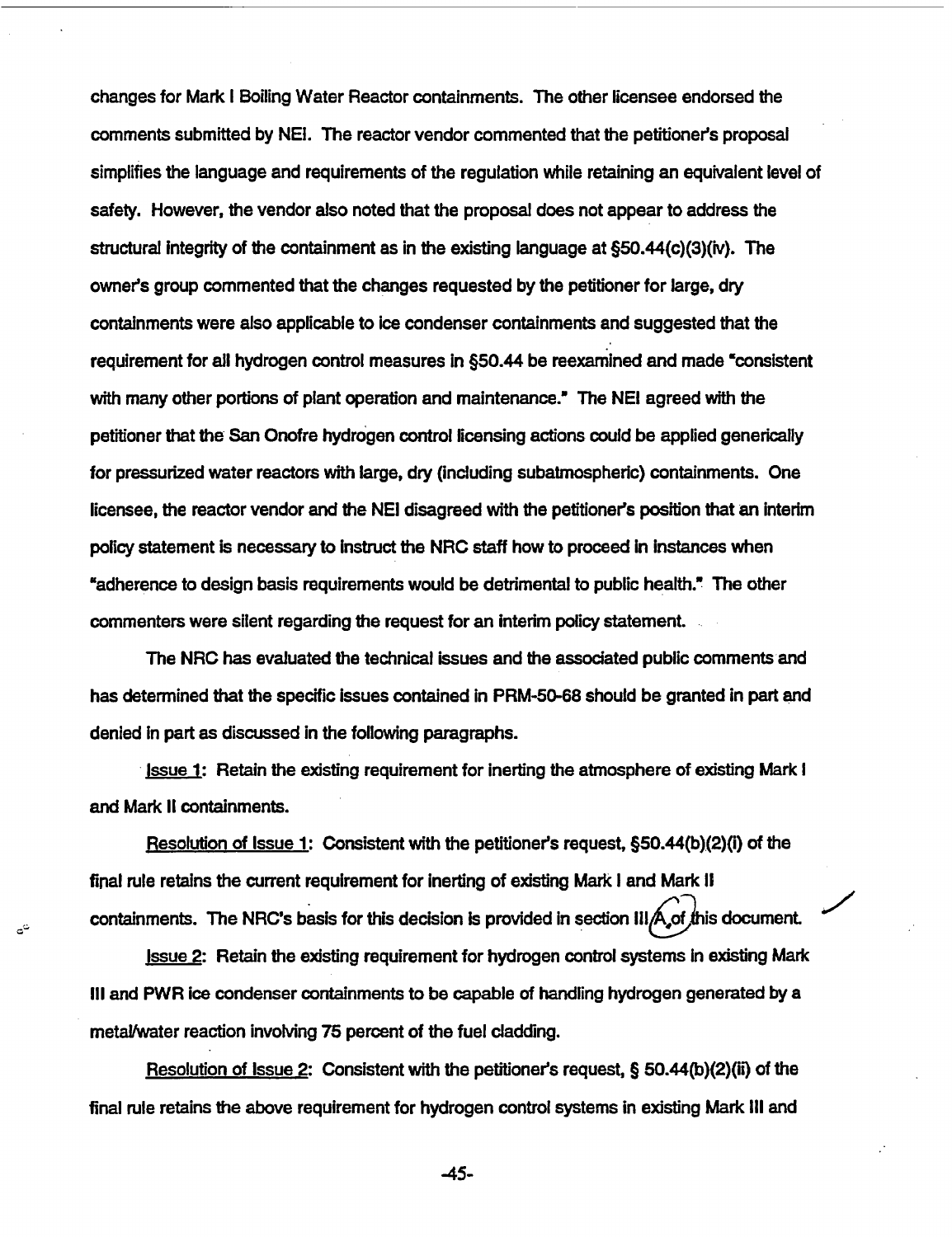changes for Mark I Boiling Water Reactor containments. The other licensee endorsed the comments submitted by NEI. The reactor vendor commented that the petitioner's proposal simplifies the language and requirements of the regulation while retaining an equivalent level of safety. However, the vendor also noted that the proposal does not appear to address the structural integrity of the containment as in the existing language at §50.44(c)(3)(iv). The owner's group commented that the changes requested by the petitioner for large, dry containments were also applicable to ice condenser containments and suggested that the requirement for all hydrogen control measures in §50.44 be reexamined and made "consistent with many other portions of plant operation and maintenance." The NEI agreed with the petitioner that the San Onofre hydrogen control licensing actions could be applied generically for pressurized water reactors with large, dry (including subatmospheric) containments. One licensee, the reactor vendor and the NEI disagreed with the petitioner's position that an interim policy statement is necessary to instruct the NRC staff how to proceed in instances when "adherence to design basis requirements would be detrimental to public health." The other commenters were silent regarding the request for an interim policy statement.

The NRC has evaluated the technical issues and the associated public comments and has determined that the specific issues contained in PRM-50-68 should be granted in part and denied in part as discussed in the following paragraphs.

<u>Issue 1</u>: Retain the existing requirement for inerting the atmosphere of existing Mark I and Mark II containments.

<u>Resolution of Issue 1</u>: Consistent with the petitioner's request, §50.44(b)(2)(i) of the final rule retains the current requirement for inerting of existing Mark I and Mark II containments. The NRC's basis for this decision is provided in section III.A of this document.

<u>Issue 2</u>: Retain the existing requirement for hydrogen control systems in existing Mark III and PWR ice condenser containments to be capable of handling hydrogen generated by a metal/water reaction involving 75 percent of the fuel cladding.

<u>Resolution of Issue 2</u>: Consistent with the petitioner's request, § 50.44(b)(2)(ii) of the final rule retains the above requirement for hydrogen control systems in existing Mark III and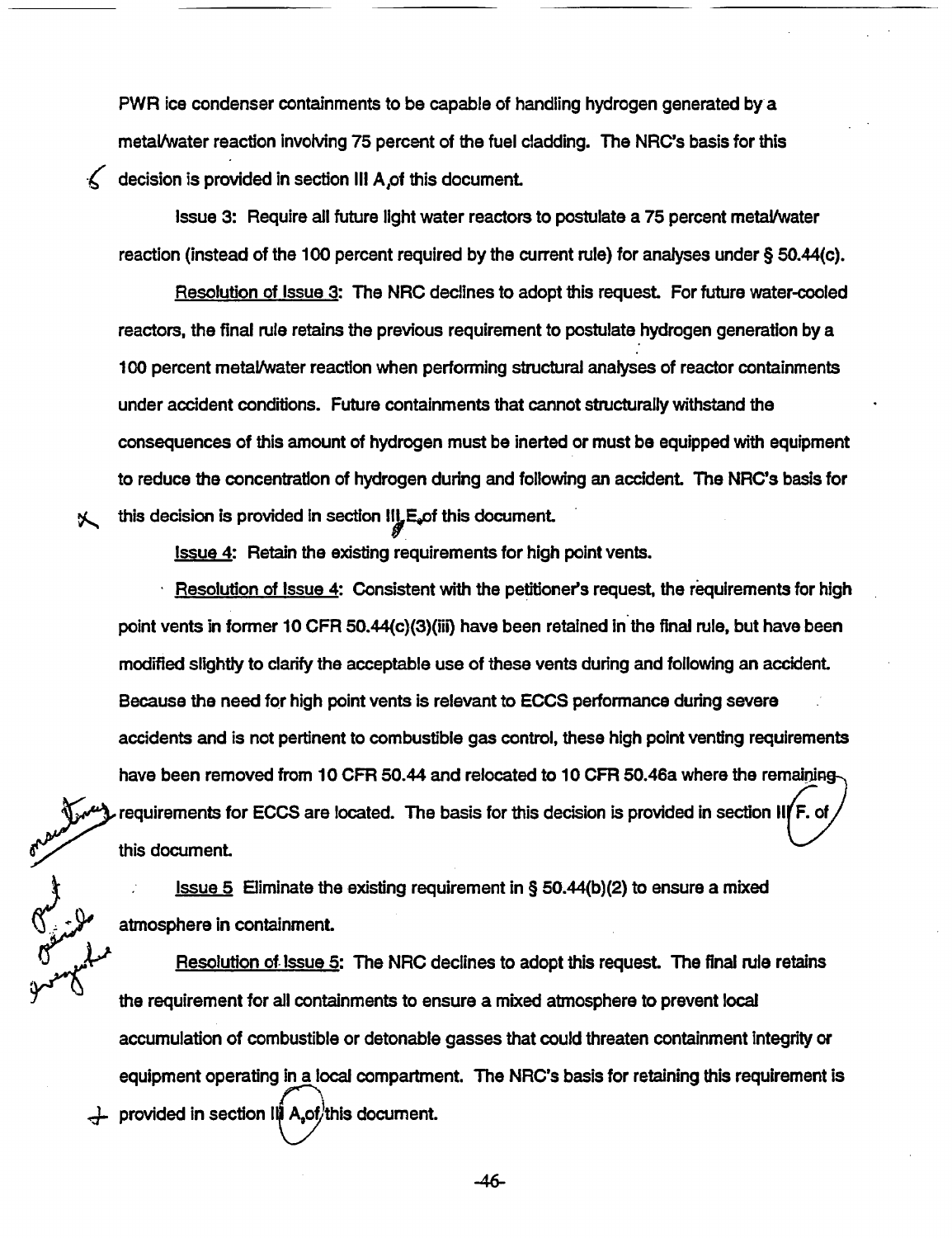PWR ice condenser containments to be capable of handling hydrogen generated by a metal/water reaction involving 75 percent of the fuel cladding. The NRC's basis for this decision is provided in section III A of this document.

Issue 3: Require all future light water reactors to postulate a 75 percent metal/water reaction (instead of the 100 percent required by the current rule) for analyses under § 50.44(c).

Resolution of Issue 3: The NRC declines to adopt this request. For future water-cooled reactors, the final rule retains the previous requirement to postulate hydrogen generation by a 100 percent metal/water reaction when performing structural analyses of reactor containments under accident conditions. Future containments that cannot structurally withstand the consequences of this amount of hydrogen must be inerted or must be equipped with equipment to reduce the concentration of hydrogen during and following an accident. The NRC's basis for this decision is provided in section III E of this document.

Issue 4: Retain the existing requirements for high point vents.

Resolution of Issue 4: Consistent with the petitioner's request, the requirements for high point vents in former 10 CFR 50.44(c)(3)(iii) have been retained in the final rule, but have been modified slightly to clarify the acceptable use of these vents during and following an accident. Because the need for high point vents is relevant to ECCS performance during severe accidents and is not pertinent to combustible gas control, these high point venting requirements have been removed from 10 CFR 50.44 and relocated to 10 CFR 50.46a where the remaining requirements for ECCS are located. The basis for this decision is provided in section III F. of this document.

Issue 5 Eliminate the existing requirement in § 50.44(b)(2) to ensure a mixed atmosphere in containment.

Resolution of Issue 5: The NRC declines to adopt this request. The final rule retains the requirement for all containments to ensure a mixed atmosphere to prevent local accumulation of combustible or detonable gasses that could threaten containment integrity or equipment operating in a local compartment. The NRC's basis for retaining this requirement is provided in section III A of this document.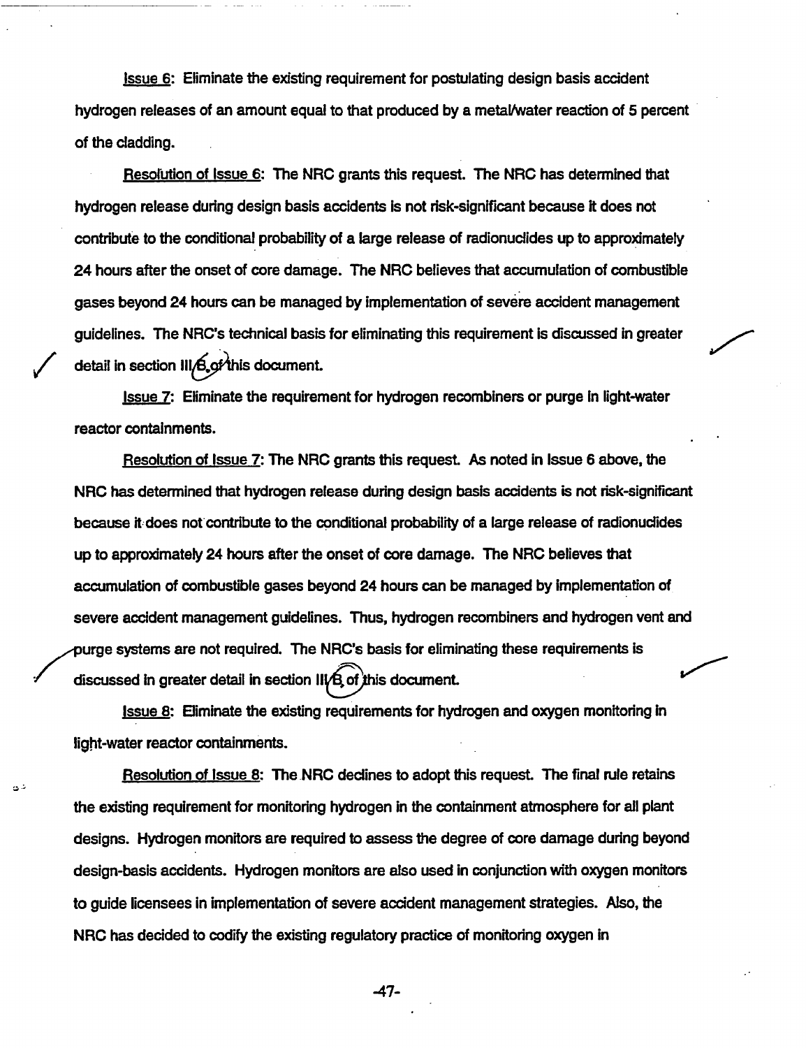<u>Issue 6</u>: Eliminate the existing requirement for postulating design basis accident hydrogen releases of an amount equal to that produced by a metal/water reaction of 5 percent of the cladding.

<u>Resolution of Issue 6</u>: The NRC grants this request. The NRC has determined that hydrogen release during design basis accidents is not risk-significant because it does not contribute to the conditional probability of a large release of radionuclides up to approximately 24 hours after the onset of core damage. The NRC believes that accumulation of combustible gases beyond 24 hours can be managed by implementation of severe accident management guidelines. The NRC's technical basis for eliminating this requirement is discussed in greater detail in section III.B. of this document.

<u>Issue 7</u>: Eliminate the requirement for hydrogen recombiners or purge in light-water reactor containments.

<u>Resolution of Issue 7</u>: The NRC grants this request. As noted in Issue 6 above, the NRC has determined that hydrogen release during design basis accidents is not risk-significant because it does not contribute to the conditional probability of a large release of radionuclides up to approximately 24 hours after the onset of core damage. The NRC believes that accumulation of combustible gases beyond 24 hours can be managed by implementation of severe accident management guidelines. Thus, hydrogen recombiners and hydrogen vent and purge systems are not required. The NRC's basis for eliminating these requirements is discussed in greater detail in section III.B. of this document.

<u>Issue 8</u>: Eliminate the existing requirements for hydrogen and oxygen monitoring in light-water reactor containments.

<u>Resolution of Issue 8</u>: The NRC declines to adopt this request. The final rule retains the existing requirement for monitoring hydrogen in the containment atmosphere for all plant designs. Hydrogen monitors are required to assess the degree of core damage during beyond design-basis accidents. Hydrogen monitors are also used in conjunction with oxygen monitors to guide licensees in implementation of severe accident management strategies. Also, the NRC has decided to codify the existing regulatory practice of monitoring oxygen in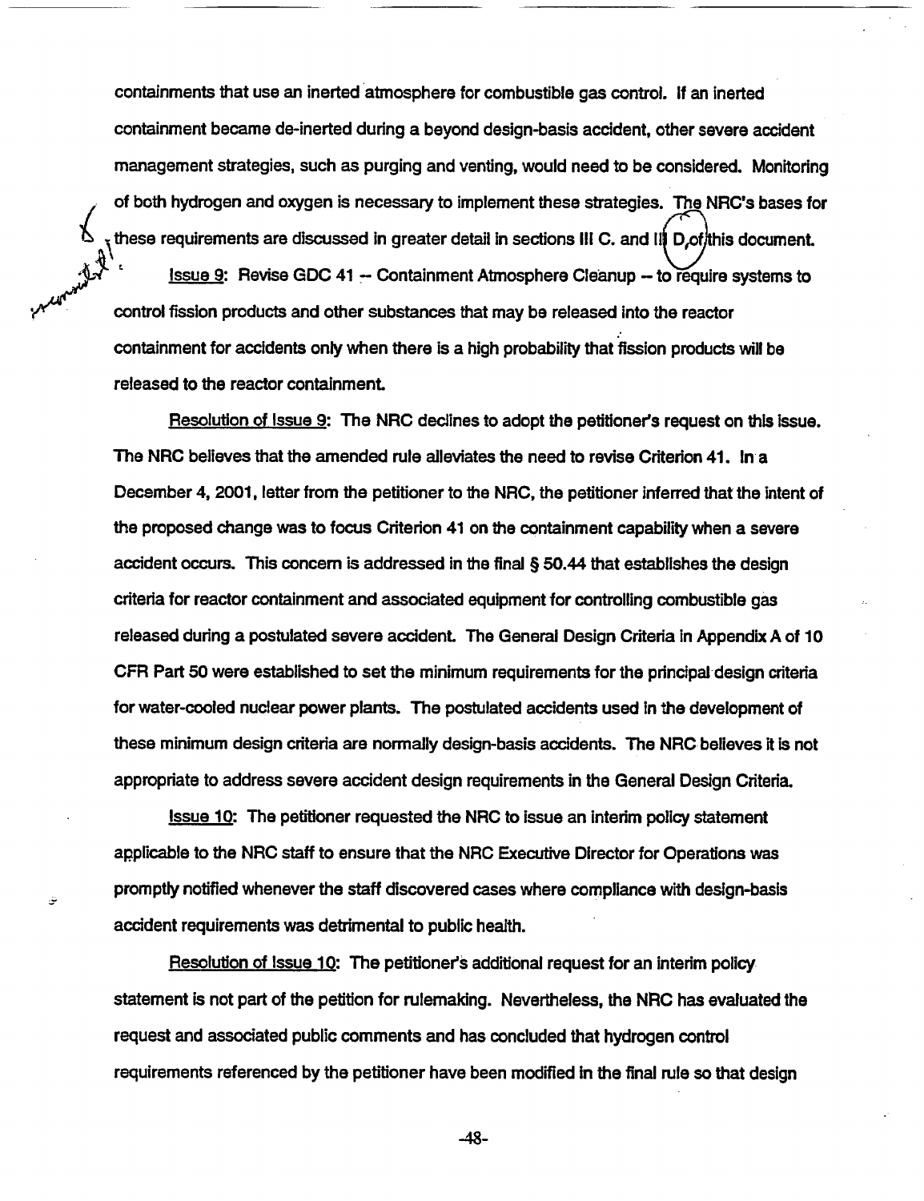containments that use an inerted atmosphere for combustible gas control. If an inerted containment became de-inerted during a beyond design-basis accident, other severe accident management strategies, such as purging and venting, would need to be considered. Monitoring of both hydrogen and oxygen is necessary to implement these strategies. The NRC's bases for these requirements are discussed in greater detail in sections III C. and III D. of this document.

Issue 9: Revise GDC 41 -- Containment Atmosphere Cleanup -- to require systems to control fission products and other substances that may be released into the reactor containment for accidents only when there is a high probability that fission products will be released to the reactor containment.

Resolution of Issue 9: The NRC declines to adopt the petitioner's request on this issue. The NRC believes that the amended rule alleviates the need to revise Criterion 41. In a December 4, 2001, letter from the petitioner to the NRC, the petitioner inferred that the intent of the proposed change was to focus Criterion 41 on the containment capability when a severe accident occurs. This concern is addressed in the final § 50.44 that establishes the design criteria for reactor containment and associated equipment for controlling combustible gas released during a postulated severe accident. The General Design Criteria in Appendix A of 10 CFR Part 50 were established to set the minimum requirements for the principal design criteria for water-cooled nuclear power plants. The postulated accidents used in the development of these minimum design criteria are normally design-basis accidents. The NRC believes it is not appropriate to address severe accident design requirements in the General Design Criteria.

Issue 10: The petitioner requested the NRC to issue an interim policy statement applicable to the NRC staff to ensure that the NRC Executive Director for Operations was promptly notified whenever the staff discovered cases where compliance with design-basis accident requirements was detrimental to public health.

Resolution of Issue 10: The petitioner's additional request for an interim policy statement is not part of the petition for rulemaking. Nevertheless, the NRC has evaluated the request and associated public comments and has concluded that hydrogen control requirements referenced by the petitioner have been modified in the final rule so that design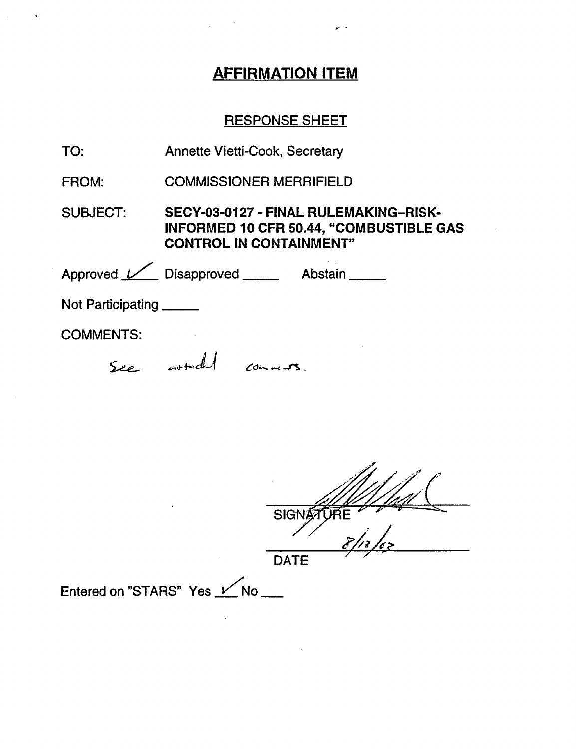# AFFIRMATION ITEM

## RESPONSE SHEET

TO: Annette Vietti-Cook, Secretary

FROM: COMMISSIONER MERRIFIELD

SUBJECT: **SECY-03-0127 - FINAL RULEMAKING–RISK-INFORMED 10 CFR 50.44, "COMBUSTIBLE GAS CONTROL IN CONTAINMENT"**

Approved ✓ Disapproved _____ Abstain _____

Not Participating _____

COMMENTS:

See attached comments.

SIGNATURE

8/13/03

DATE

Entered on "STARS" Yes ✓ No ___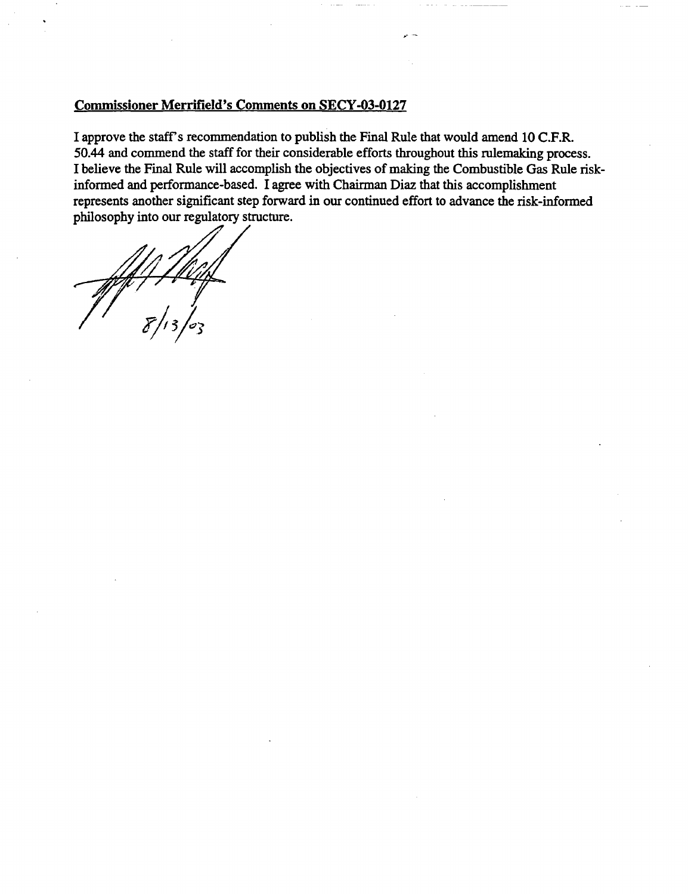**Commissioner Merrifield's Comments on SECY-03-0127**

I approve the staff's recommendation to publish the Final Rule that would amend 10 C.F.R. 50.44 and commend the staff for their considerable efforts throughout this rulemaking process. I believe the Final Rule will accomplish the objectives of making the Combustible Gas Rule risk-informed and performance-based. I agree with Chairman Diaz that this accomplishment represents another significant step forward in our continued effort to advance the risk-informed philosophy into our regulatory structure.

8/13/03